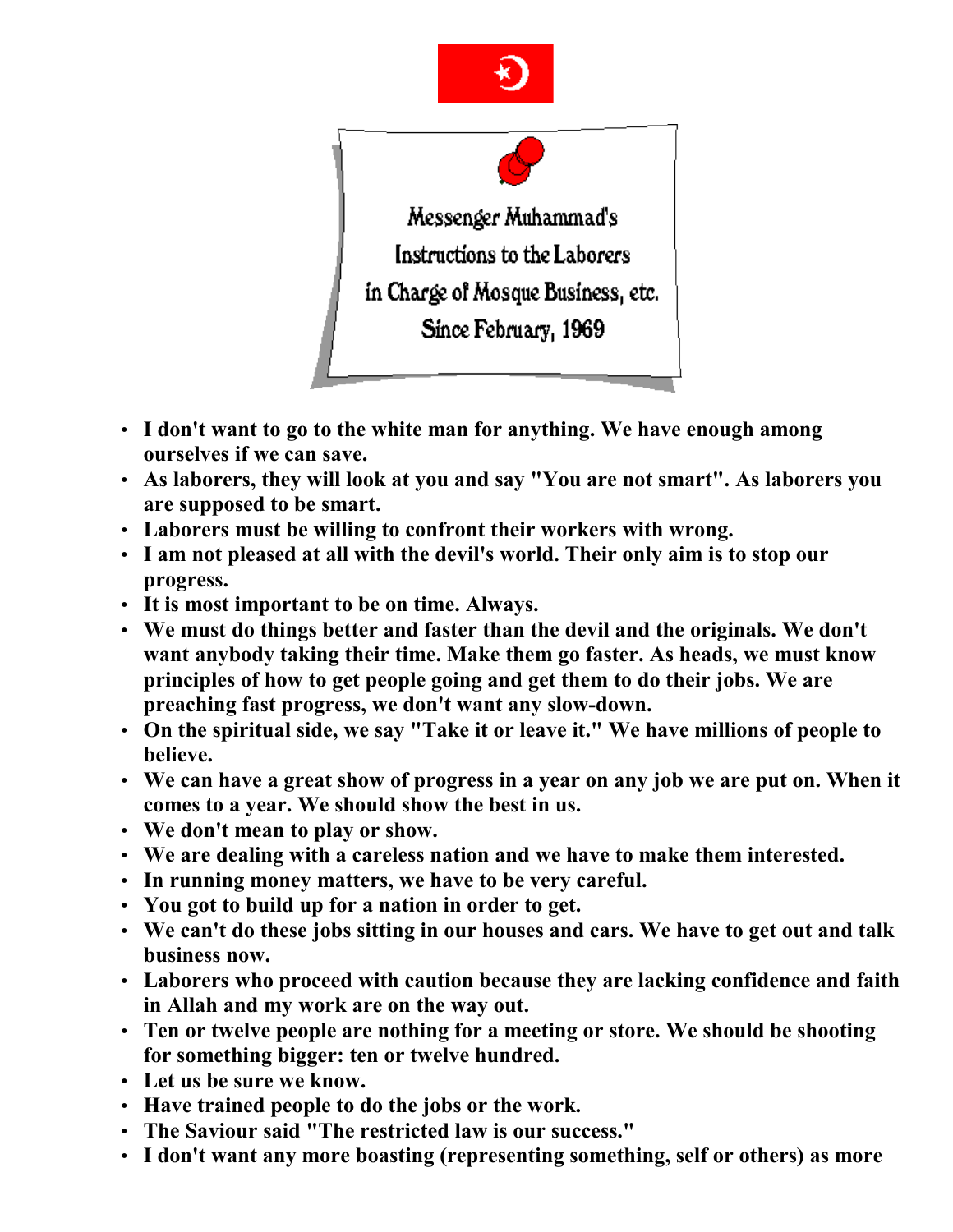# Messenger Muhammad's Instructions to the Laborers in Charge of Mosque Business, etc. Since February, 1969

- **I don't want to go to the white man for anything. We have enough among ourselves if we can save.**
- **As laborers, they will look at you and say "You are not smart". As laborers you are supposed to be smart.**
- **Laborers must be willing to confront their workers with wrong.**
- **I am not pleased at all with the devil's world. Their only aim is to stop our progress.**
- **It is most important to be on time. Always.**
- **We must do things better and faster than the devil and the originals. We don't want anybody taking their time. Make them go faster. As heads, we must know principles of how to get people going and get them to do their jobs. We are preaching fast progress, we don't want any slow-down.**
- **On the spiritual side, we say "Take it or leave it." We have millions of people to believe.**
- **We can have a great show of progress in a year on any job we are put on. When it comes to a year. We should show the best in us.**
- **We don't mean to play or show.**
- **We are dealing with a careless nation and we have to make them interested.**
- **In running money matters, we have to be very careful.**
- **You got to build up for a nation in order to get.**
- **We can't do these jobs sitting in our houses and cars. We have to get out and talk business now.**
- **Laborers who proceed with caution because they are lacking confidence and faith in Allah and my work are on the way out.**
- **Ten or twelve people are nothing for a meeting or store. We should be shooting for something bigger: ten or twelve hundred.**
- **Let us be sure we know.**
- **Have trained people to do the jobs or the work.**
- **The Saviour said "The restricted law is our success."**
- **I don't want any more boasting (representing something, self or others) as more**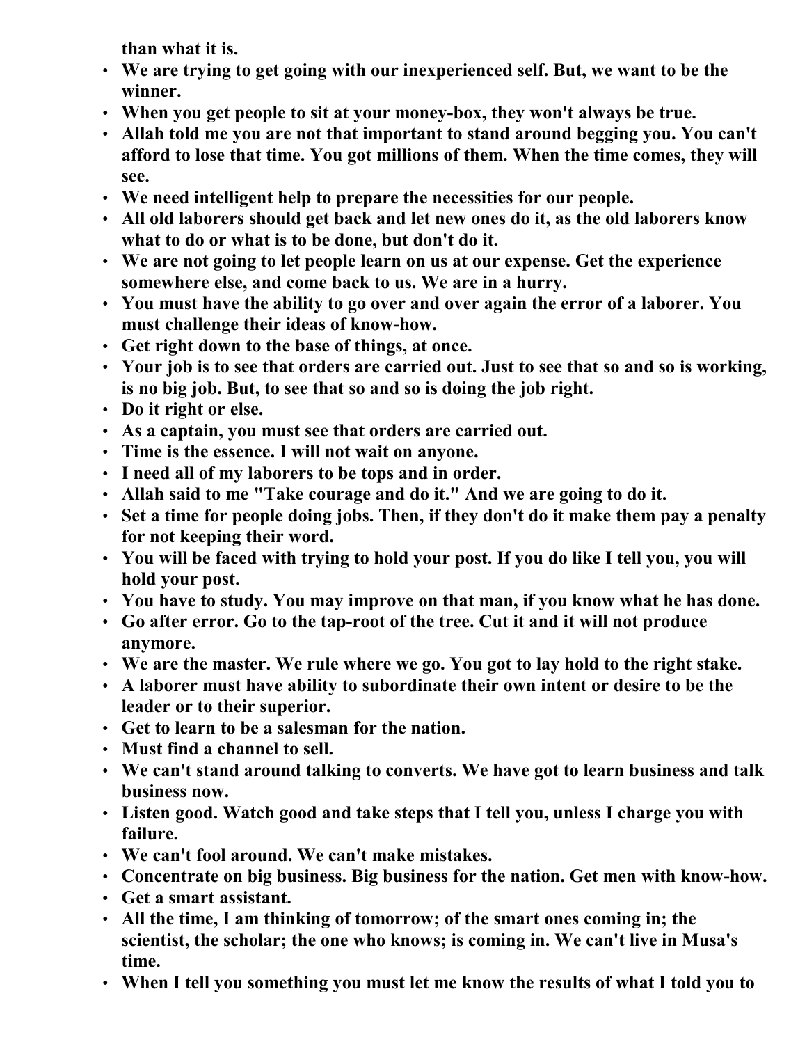**than what it is.**

- **We are trying to get going with our inexperienced self. But, we want to be the winner.**
- **When you get people to sit at your money-box, they won't always be true.**
- **Allah told me you are not that important to stand around begging you. You can't afford to lose that time. You got millions of them. When the time comes, they will see.**
- **We need intelligent help to prepare the necessities for our people.**
- **All old laborers should get back and let new ones do it, as the old laborers know what to do or what is to be done, but don't do it.**
- **We are not going to let people learn on us at our expense. Get the experience somewhere else, and come back to us. We are in a hurry.**
- **You must have the ability to go over and over again the error of a laborer. You must challenge their ideas of know-how.**
- **Get right down to the base of things, at once.**
- **Your job is to see that orders are carried out. Just to see that so and so is working, is no big job. But, to see that so and so is doing the job right.**
- **Do it right or else.**
- **As a captain, you must see that orders are carried out.**
- **Time is the essence. I will not wait on anyone.**
- **I need all of my laborers to be tops and in order.**
- **Allah said to me "Take courage and do it." And we are going to do it.**
- **Set a time for people doing jobs. Then, if they don't do it make them pay a penalty for not keeping their word.**
- **You will be faced with trying to hold your post. If you do like I tell you, you will hold your post.**
- **You have to study. You may improve on that man, if you know what he has done.**
- **Go after error. Go to the tap-root of the tree. Cut it and it will not produce anymore.**
- **We are the master. We rule where we go. You got to lay hold to the right stake.**
- **A laborer must have ability to subordinate their own intent or desire to be the leader or to their superior.**
- **Get to learn to be a salesman for the nation.**
- **Must find a channel to sell.**
- **We can't stand around talking to converts. We have got to learn business and talk business now.**
- **Listen good. Watch good and take steps that I tell you, unless I charge you with failure.**
- **We can't fool around. We can't make mistakes.**
- **Concentrate on big business. Big business for the nation. Get men with know-how.**
- **Get a smart assistant.**
- **All the time, I am thinking of tomorrow; of the smart ones coming in; the scientist, the scholar; the one who knows; is coming in. We can't live in Musa's time.**
- **When I tell you something you must let me know the results of what I told you to**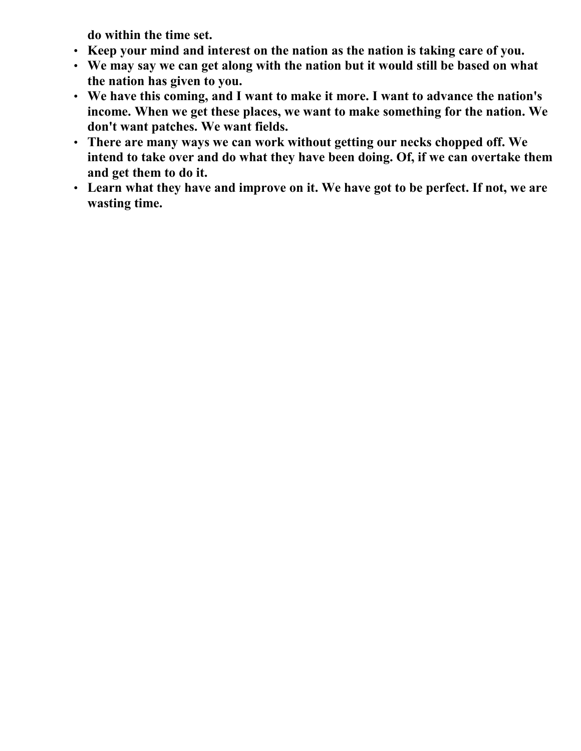**do within the time set.**

- **Keep your mind and interest on the nation as the nation is taking care of you.**
- **We may say we can get along with the nation but it would still be based on what the nation has given to you.**
- **We have this coming, and I want to make it more. I want to advance the nation's income. When we get these places, we want to make something for the nation. We don't want patches. We want fields.**
- **There are many ways we can work without getting our necks chopped off. We intend to take over and do what they have been doing. Of, if we can overtake them and get them to do it.**
- **Learn what they have and improve on it. We have got to be perfect. If not, we are wasting time.**